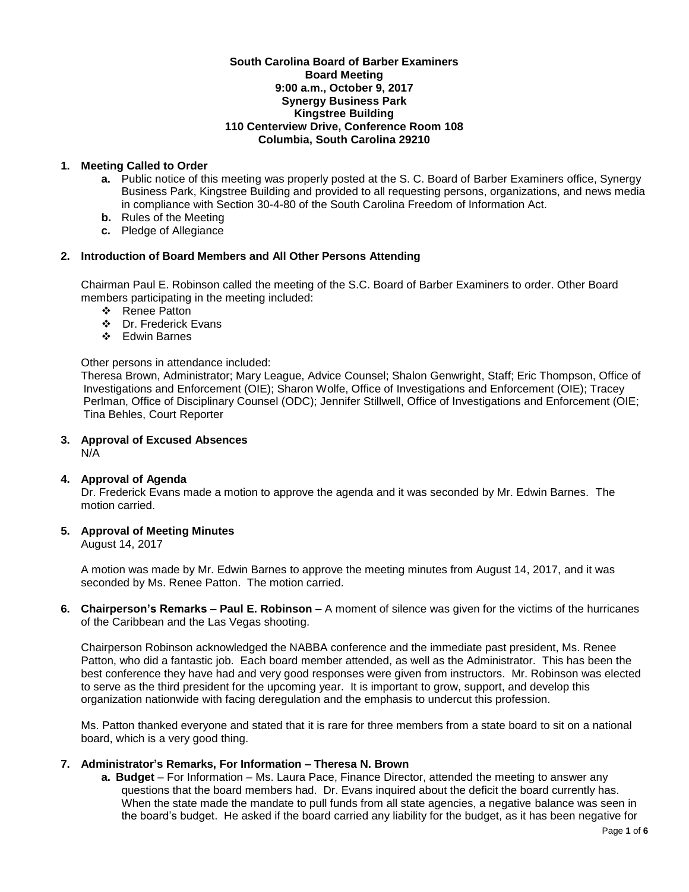**South Carolina Board of Barber Examiners**
**Board Meeting**
**9:00 a.m., October 9, 2017**
**Synergy Business Park**
**Kingstree Building**
**110 Centerview Drive, Conference Room 108**
**Columbia, South Carolina 29210**

**1. Meeting Called to Order**

  **a.** Public notice of this meeting was properly posted at the S. C. Board of Barber Examiners office, Synergy Business Park, Kingstree Building and provided to all requesting persons, organizations, and news media in compliance with Section 30-4-80 of the South Carolina Freedom of Information Act.

  **b.** Rules of the Meeting

  **c.** Pledge of Allegiance

**2. Introduction of Board Members and All Other Persons Attending**

Chairman Paul E. Robinson called the meeting of the S.C. Board of Barber Examiners to order. Other Board members participating in the meeting included:

- Renee Patton
- Dr. Frederick Evans
- Edwin Barnes

Other persons in attendance included:
Theresa Brown, Administrator; Mary League, Advice Counsel; Shalon Genwright, Staff; Eric Thompson, Office of Investigations and Enforcement (OIE); Sharon Wolfe, Office of Investigations and Enforcement (OIE); Tracey Perlman, Office of Disciplinary Counsel (ODC); Jennifer Stillwell, Office of Investigations and Enforcement (OIE; Tina Behles, Court Reporter

**3. Approval of Excused Absences**
N/A

**4. Approval of Agenda**
Dr. Frederick Evans made a motion to approve the agenda and it was seconded by Mr. Edwin Barnes. The motion carried.

**5. Approval of Meeting Minutes**
August 14, 2017

A motion was made by Mr. Edwin Barnes to approve the meeting minutes from August 14, 2017, and it was seconded by Ms. Renee Patton. The motion carried.

**6. Chairperson's Remarks – Paul E. Robinson –** A moment of silence was given for the victims of the hurricanes of the Caribbean and the Las Vegas shooting.

Chairperson Robinson acknowledged the NABBA conference and the immediate past president, Ms. Renee Patton, who did a fantastic job. Each board member attended, as well as the Administrator. This has been the best conference they have had and very good responses were given from instructors. Mr. Robinson was elected to serve as the third president for the upcoming year. It is important to grow, support, and develop this organization nationwide with facing deregulation and the emphasis to undercut this profession.

Ms. Patton thanked everyone and stated that it is rare for three members from a state board to sit on a national board, which is a very good thing.

**7. Administrator's Remarks, For Information – Theresa N. Brown**

  **a. Budget** – For Information – Ms. Laura Pace, Finance Director, attended the meeting to answer any questions that the board members had. Dr. Evans inquired about the deficit the board currently has. When the state made the mandate to pull funds from all state agencies, a negative balance was seen in the board's budget. He asked if the board carried any liability for the budget, as it has been negative for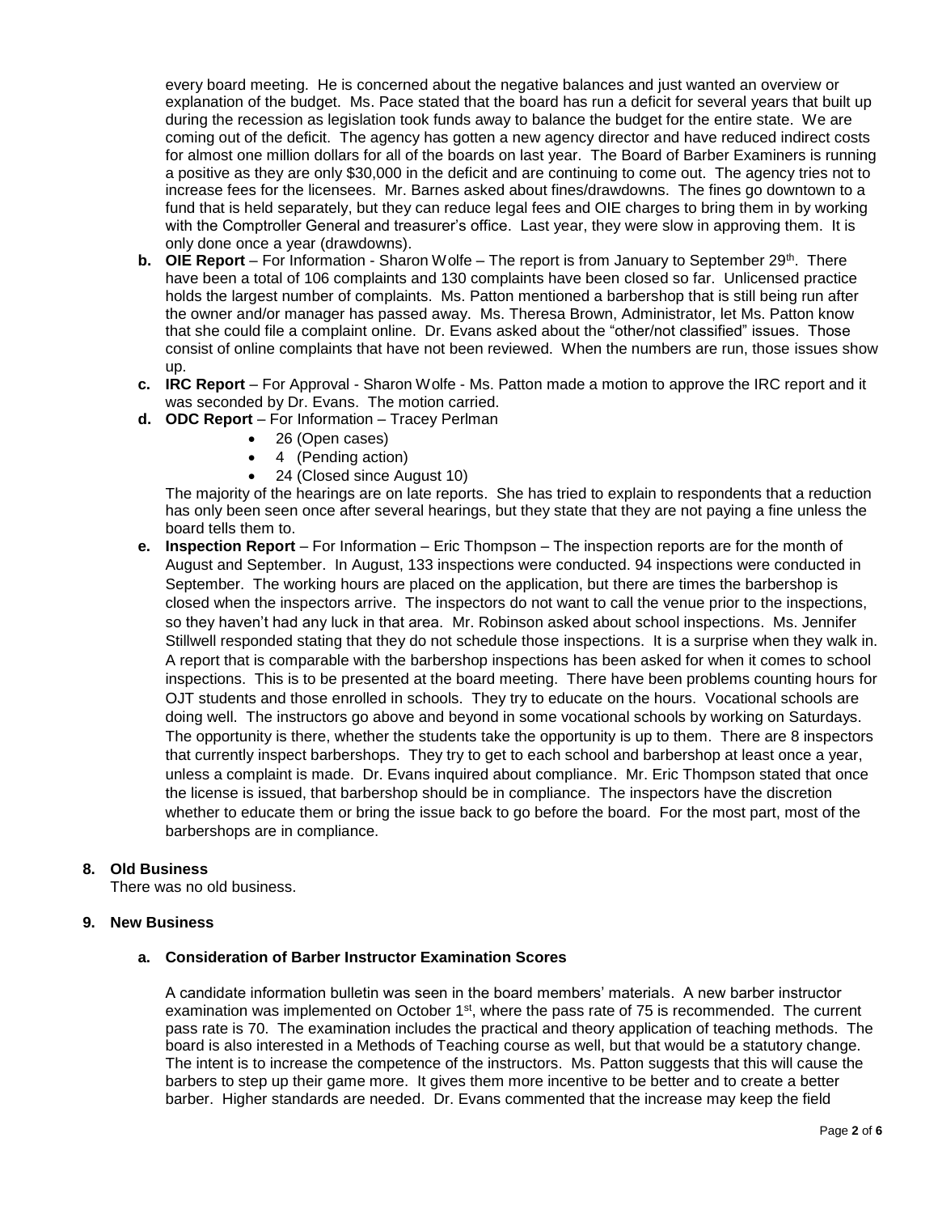every board meeting. He is concerned about the negative balances and just wanted an overview or explanation of the budget. Ms. Pace stated that the board has run a deficit for several years that built up during the recession as legislation took funds away to balance the budget for the entire state. We are coming out of the deficit. The agency has gotten a new agency director and have reduced indirect costs for almost one million dollars for all of the boards on last year. The Board of Barber Examiners is running a positive as they are only $30,000 in the deficit and are continuing to come out. The agency tries not to increase fees for the licensees. Mr. Barnes asked about fines/drawdowns. The fines go downtown to a fund that is held separately, but they can reduce legal fees and OIE charges to bring them in by working with the Comptroller General and treasurer's office. Last year, they were slow in approving them. It is only done once a year (drawdowns).

**b. OIE Report** – For Information - Sharon Wolfe – The report is from January to September 29th. There have been a total of 106 complaints and 130 complaints have been closed so far. Unlicensed practice holds the largest number of complaints. Ms. Patton mentioned a barbershop that is still being run after the owner and/or manager has passed away. Ms. Theresa Brown, Administrator, let Ms. Patton know that she could file a complaint online. Dr. Evans asked about the "other/not classified" issues. Those consist of online complaints that have not been reviewed. When the numbers are run, those issues show up.

**c. IRC Report** – For Approval - Sharon Wolfe - Ms. Patton made a motion to approve the IRC report and it was seconded by Dr. Evans. The motion carried.

**d. ODC Report** – For Information – Tracey Perlman

- 26 (Open cases)
- 4 (Pending action)
- 24 (Closed since August 10)

The majority of the hearings are on late reports. She has tried to explain to respondents that a reduction has only been seen once after several hearings, but they state that they are not paying a fine unless the board tells them to.

**e. Inspection Report** – For Information – Eric Thompson – The inspection reports are for the month of August and September. In August, 133 inspections were conducted. 94 inspections were conducted in September. The working hours are placed on the application, but there are times the barbershop is closed when the inspectors arrive. The inspectors do not want to call the venue prior to the inspections, so they haven't had any luck in that area. Mr. Robinson asked about school inspections. Ms. Jennifer Stillwell responded stating that they do not schedule those inspections. It is a surprise when they walk in. A report that is comparable with the barbershop inspections has been asked for when it comes to school inspections. This is to be presented at the board meeting. There have been problems counting hours for OJT students and those enrolled in schools. They try to educate on the hours. Vocational schools are doing well. The instructors go above and beyond in some vocational schools by working on Saturdays. The opportunity is there, whether the students take the opportunity is up to them. There are 8 inspectors that currently inspect barbershops. They try to get to each school and barbershop at least once a year, unless a complaint is made. Dr. Evans inquired about compliance. Mr. Eric Thompson stated that once the license is issued, that barbershop should be in compliance. The inspectors have the discretion whether to educate them or bring the issue back to go before the board. For the most part, most of the barbershops are in compliance.

## 8. Old Business

There was no old business.

## 9. New Business

### a. Consideration of Barber Instructor Examination Scores

A candidate information bulletin was seen in the board members' materials. A new barber instructor examination was implemented on October 1st, where the pass rate of 75 is recommended. The current pass rate is 70. The examination includes the practical and theory application of teaching methods. The board is also interested in a Methods of Teaching course as well, but that would be a statutory change. The intent is to increase the competence of the instructors. Ms. Patton suggests that this will cause the barbers to step up their game more. It gives them more incentive to be better and to create a better barber. Higher standards are needed. Dr. Evans commented that the increase may keep the field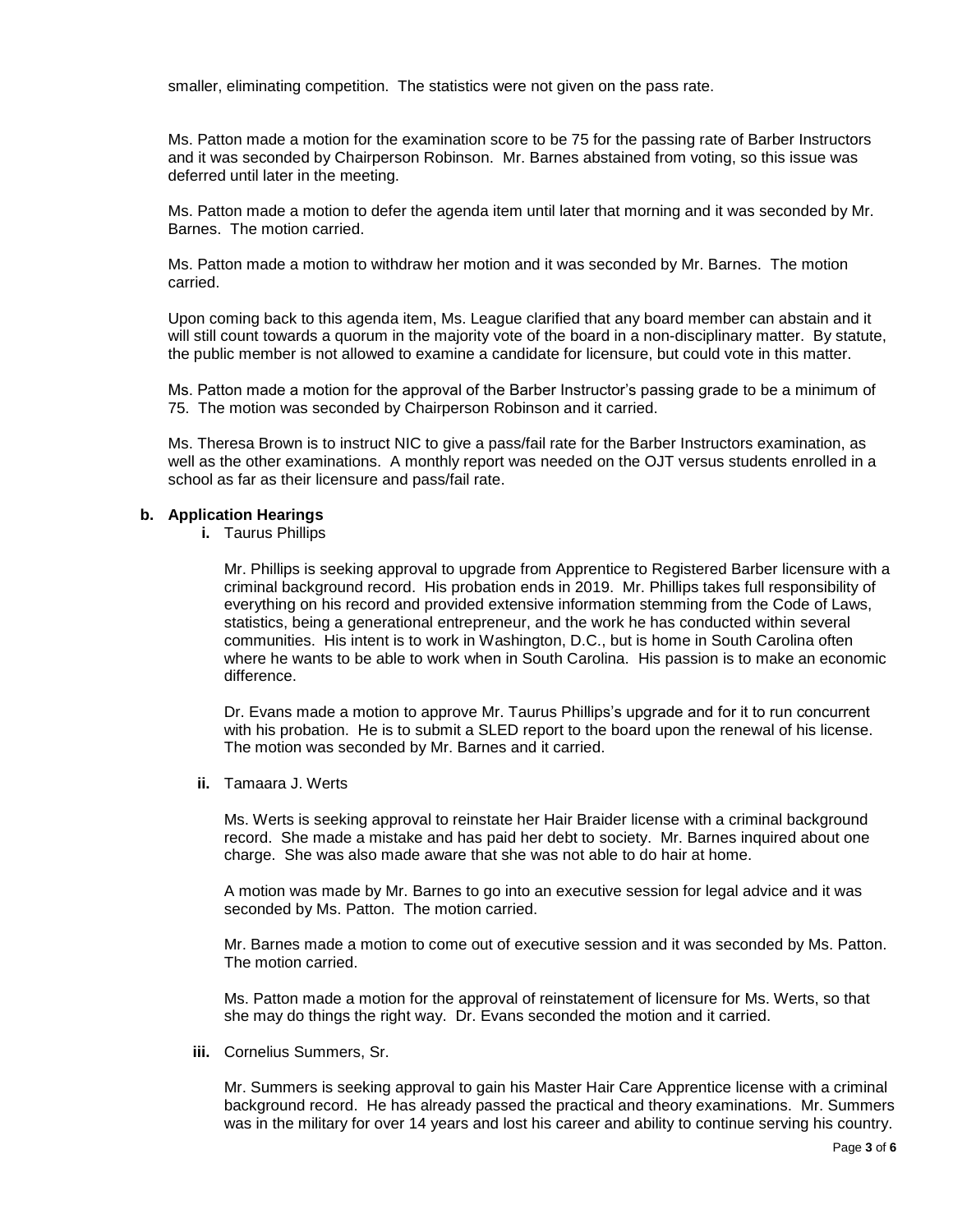smaller, eliminating competition. The statistics were not given on the pass rate.

Ms. Patton made a motion for the examination score to be 75 for the passing rate of Barber Instructors and it was seconded by Chairperson Robinson. Mr. Barnes abstained from voting, so this issue was deferred until later in the meeting.

Ms. Patton made a motion to defer the agenda item until later that morning and it was seconded by Mr. Barnes. The motion carried.

Ms. Patton made a motion to withdraw her motion and it was seconded by Mr. Barnes. The motion carried.

Upon coming back to this agenda item, Ms. League clarified that any board member can abstain and it will still count towards a quorum in the majority vote of the board in a non-disciplinary matter. By statute, the public member is not allowed to examine a candidate for licensure, but could vote in this matter.

Ms. Patton made a motion for the approval of the Barber Instructor's passing grade to be a minimum of 75. The motion was seconded by Chairperson Robinson and it carried.

Ms. Theresa Brown is to instruct NIC to give a pass/fail rate for the Barber Instructors examination, as well as the other examinations. A monthly report was needed on the OJT versus students enrolled in a school as far as their licensure and pass/fail rate.

**b. Application Hearings**

**i.** Taurus Phillips

Mr. Phillips is seeking approval to upgrade from Apprentice to Registered Barber licensure with a criminal background record. His probation ends in 2019. Mr. Phillips takes full responsibility of everything on his record and provided extensive information stemming from the Code of Laws, statistics, being a generational entrepreneur, and the work he has conducted within several communities. His intent is to work in Washington, D.C., but is home in South Carolina often where he wants to be able to work when in South Carolina. His passion is to make an economic difference.

Dr. Evans made a motion to approve Mr. Taurus Phillips's upgrade and for it to run concurrent with his probation. He is to submit a SLED report to the board upon the renewal of his license. The motion was seconded by Mr. Barnes and it carried.

**ii.** Tamaara J. Werts

Ms. Werts is seeking approval to reinstate her Hair Braider license with a criminal background record. She made a mistake and has paid her debt to society. Mr. Barnes inquired about one charge. She was also made aware that she was not able to do hair at home.

A motion was made by Mr. Barnes to go into an executive session for legal advice and it was seconded by Ms. Patton. The motion carried.

Mr. Barnes made a motion to come out of executive session and it was seconded by Ms. Patton. The motion carried.

Ms. Patton made a motion for the approval of reinstatement of licensure for Ms. Werts, so that she may do things the right way. Dr. Evans seconded the motion and it carried.

**iii.** Cornelius Summers, Sr.

Mr. Summers is seeking approval to gain his Master Hair Care Apprentice license with a criminal background record. He has already passed the practical and theory examinations. Mr. Summers was in the military for over 14 years and lost his career and ability to continue serving his country.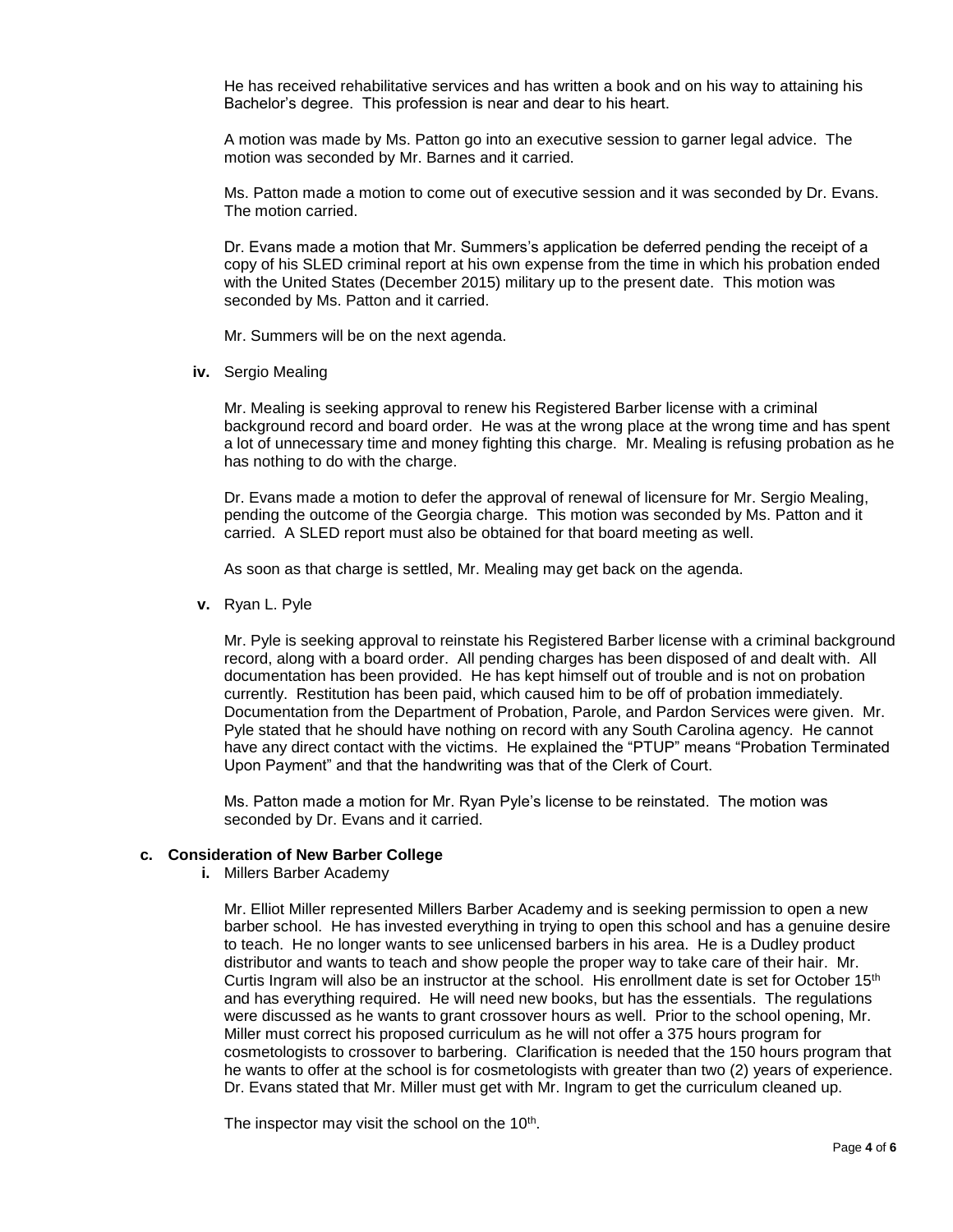He has received rehabilitative services and has written a book and on his way to attaining his Bachelor's degree. This profession is near and dear to his heart.

A motion was made by Ms. Patton go into an executive session to garner legal advice. The motion was seconded by Mr. Barnes and it carried.

Ms. Patton made a motion to come out of executive session and it was seconded by Dr. Evans. The motion carried.

Dr. Evans made a motion that Mr. Summers's application be deferred pending the receipt of a copy of his SLED criminal report at his own expense from the time in which his probation ended with the United States (December 2015) military up to the present date. This motion was seconded by Ms. Patton and it carried.

Mr. Summers will be on the next agenda.

**iv.** Sergio Mealing

Mr. Mealing is seeking approval to renew his Registered Barber license with a criminal background record and board order. He was at the wrong place at the wrong time and has spent a lot of unnecessary time and money fighting this charge. Mr. Mealing is refusing probation as he has nothing to do with the charge.

Dr. Evans made a motion to defer the approval of renewal of licensure for Mr. Sergio Mealing, pending the outcome of the Georgia charge. This motion was seconded by Ms. Patton and it carried. A SLED report must also be obtained for that board meeting as well.

As soon as that charge is settled, Mr. Mealing may get back on the agenda.

**v.** Ryan L. Pyle

Mr. Pyle is seeking approval to reinstate his Registered Barber license with a criminal background record, along with a board order. All pending charges has been disposed of and dealt with. All documentation has been provided. He has kept himself out of trouble and is not on probation currently. Restitution has been paid, which caused him to be off of probation immediately. Documentation from the Department of Probation, Parole, and Pardon Services were given. Mr. Pyle stated that he should have nothing on record with any South Carolina agency. He cannot have any direct contact with the victims. He explained the "PTUP" means "Probation Terminated Upon Payment" and that the handwriting was that of the Clerk of Court.

Ms. Patton made a motion for Mr. Ryan Pyle's license to be reinstated. The motion was seconded by Dr. Evans and it carried.

**c. Consideration of New Barber College**

**i.** Millers Barber Academy

Mr. Elliot Miller represented Millers Barber Academy and is seeking permission to open a new barber school. He has invested everything in trying to open this school and has a genuine desire to teach. He no longer wants to see unlicensed barbers in his area. He is a Dudley product distributor and wants to teach and show people the proper way to take care of their hair. Mr. Curtis Ingram will also be an instructor at the school. His enrollment date is set for October 15th and has everything required. He will need new books, but has the essentials. The regulations were discussed as he wants to grant crossover hours as well. Prior to the school opening, Mr. Miller must correct his proposed curriculum as he will not offer a 375 hours program for cosmetologists to crossover to barbering. Clarification is needed that the 150 hours program that he wants to offer at the school is for cosmetologists with greater than two (2) years of experience. Dr. Evans stated that Mr. Miller must get with Mr. Ingram to get the curriculum cleaned up.

The inspector may visit the school on the 10th.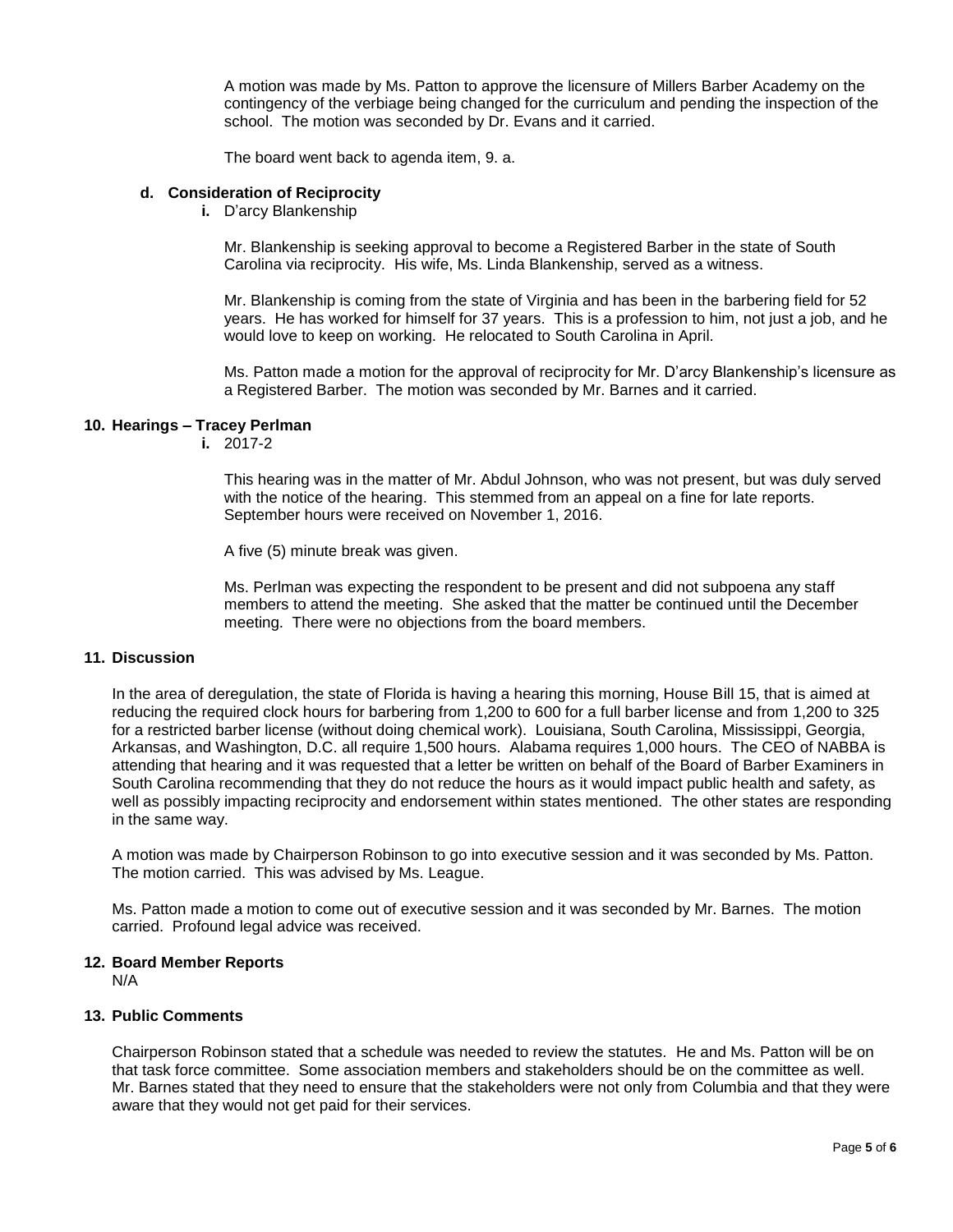A motion was made by Ms. Patton to approve the licensure of Millers Barber Academy on the contingency of the verbiage being changed for the curriculum and pending the inspection of the school. The motion was seconded by Dr. Evans and it carried.

The board went back to agenda item, 9. a.

**d. Consideration of Reciprocity**

**i.** D'arcy Blankenship

Mr. Blankenship is seeking approval to become a Registered Barber in the state of South Carolina via reciprocity. His wife, Ms. Linda Blankenship, served as a witness.

Mr. Blankenship is coming from the state of Virginia and has been in the barbering field for 52 years. He has worked for himself for 37 years. This is a profession to him, not just a job, and he would love to keep on working. He relocated to South Carolina in April.

Ms. Patton made a motion for the approval of reciprocity for Mr. D'arcy Blankenship's licensure as a Registered Barber. The motion was seconded by Mr. Barnes and it carried.

**10. Hearings – Tracey Perlman**

**i.** 2017-2

This hearing was in the matter of Mr. Abdul Johnson, who was not present, but was duly served with the notice of the hearing. This stemmed from an appeal on a fine for late reports. September hours were received on November 1, 2016.

A five (5) minute break was given.

Ms. Perlman was expecting the respondent to be present and did not subpoena any staff members to attend the meeting. She asked that the matter be continued until the December meeting. There were no objections from the board members.

**11. Discussion**

In the area of deregulation, the state of Florida is having a hearing this morning, House Bill 15, that is aimed at reducing the required clock hours for barbering from 1,200 to 600 for a full barber license and from 1,200 to 325 for a restricted barber license (without doing chemical work). Louisiana, South Carolina, Mississippi, Georgia, Arkansas, and Washington, D.C. all require 1,500 hours. Alabama requires 1,000 hours. The CEO of NABBA is attending that hearing and it was requested that a letter be written on behalf of the Board of Barber Examiners in South Carolina recommending that they do not reduce the hours as it would impact public health and safety, as well as possibly impacting reciprocity and endorsement within states mentioned. The other states are responding in the same way.

A motion was made by Chairperson Robinson to go into executive session and it was seconded by Ms. Patton. The motion carried. This was advised by Ms. League.

Ms. Patton made a motion to come out of executive session and it was seconded by Mr. Barnes. The motion carried. Profound legal advice was received.

**12. Board Member Reports**

N/A

**13. Public Comments**

Chairperson Robinson stated that a schedule was needed to review the statutes. He and Ms. Patton will be on that task force committee. Some association members and stakeholders should be on the committee as well. Mr. Barnes stated that they need to ensure that the stakeholders were not only from Columbia and that they were aware that they would not get paid for their services.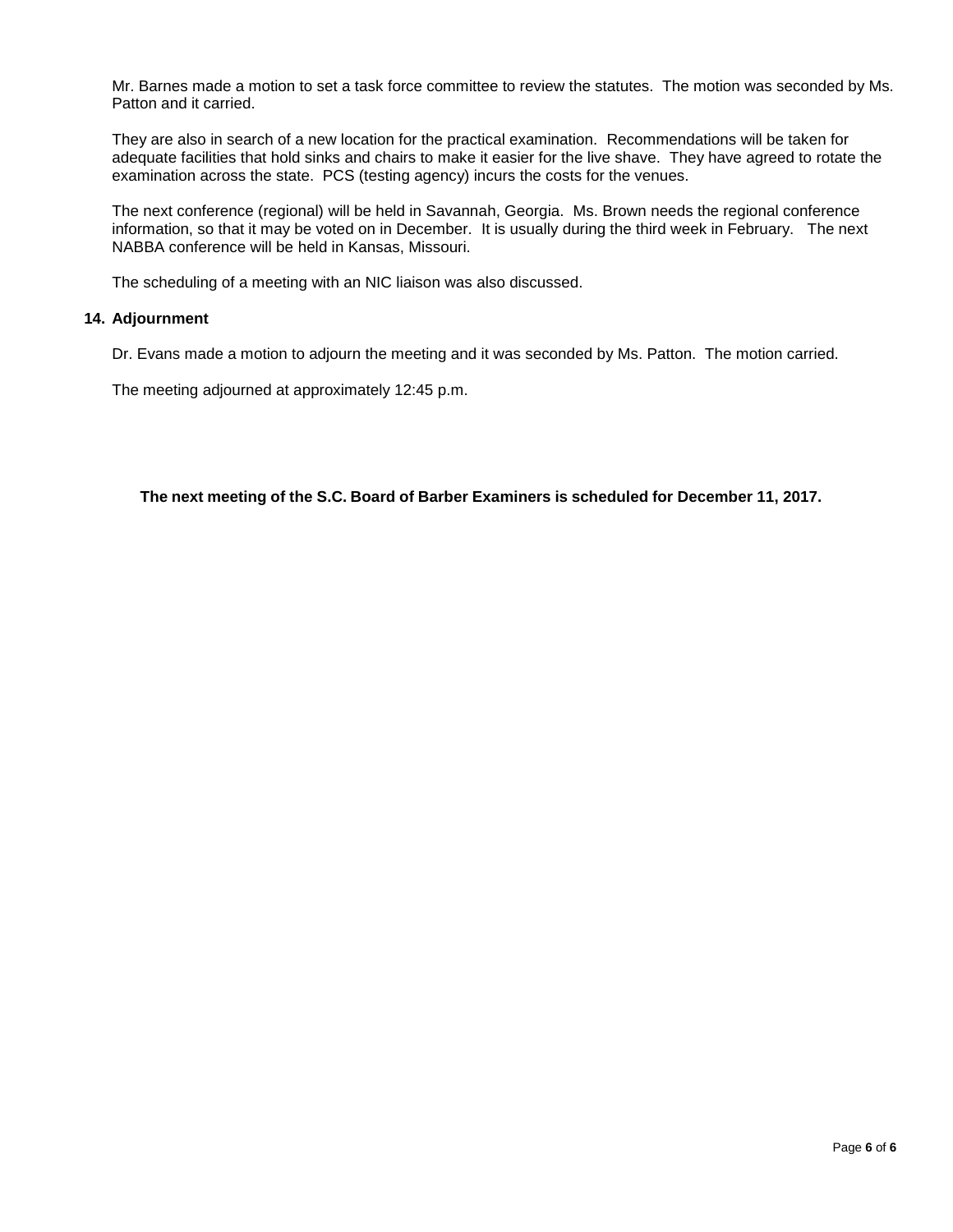Mr. Barnes made a motion to set a task force committee to review the statutes. The motion was seconded by Ms. Patton and it carried.

They are also in search of a new location for the practical examination. Recommendations will be taken for adequate facilities that hold sinks and chairs to make it easier for the live shave. They have agreed to rotate the examination across the state. PCS (testing agency) incurs the costs for the venues.

The next conference (regional) will be held in Savannah, Georgia. Ms. Brown needs the regional conference information, so that it may be voted on in December. It is usually during the third week in February. The next NABBA conference will be held in Kansas, Missouri.

The scheduling of a meeting with an NIC liaison was also discussed.

**14. Adjournment**

Dr. Evans made a motion to adjourn the meeting and it was seconded by Ms. Patton. The motion carried.

The meeting adjourned at approximately 12:45 p.m.

**The next meeting of the S.C. Board of Barber Examiners is scheduled for December 11, 2017.**